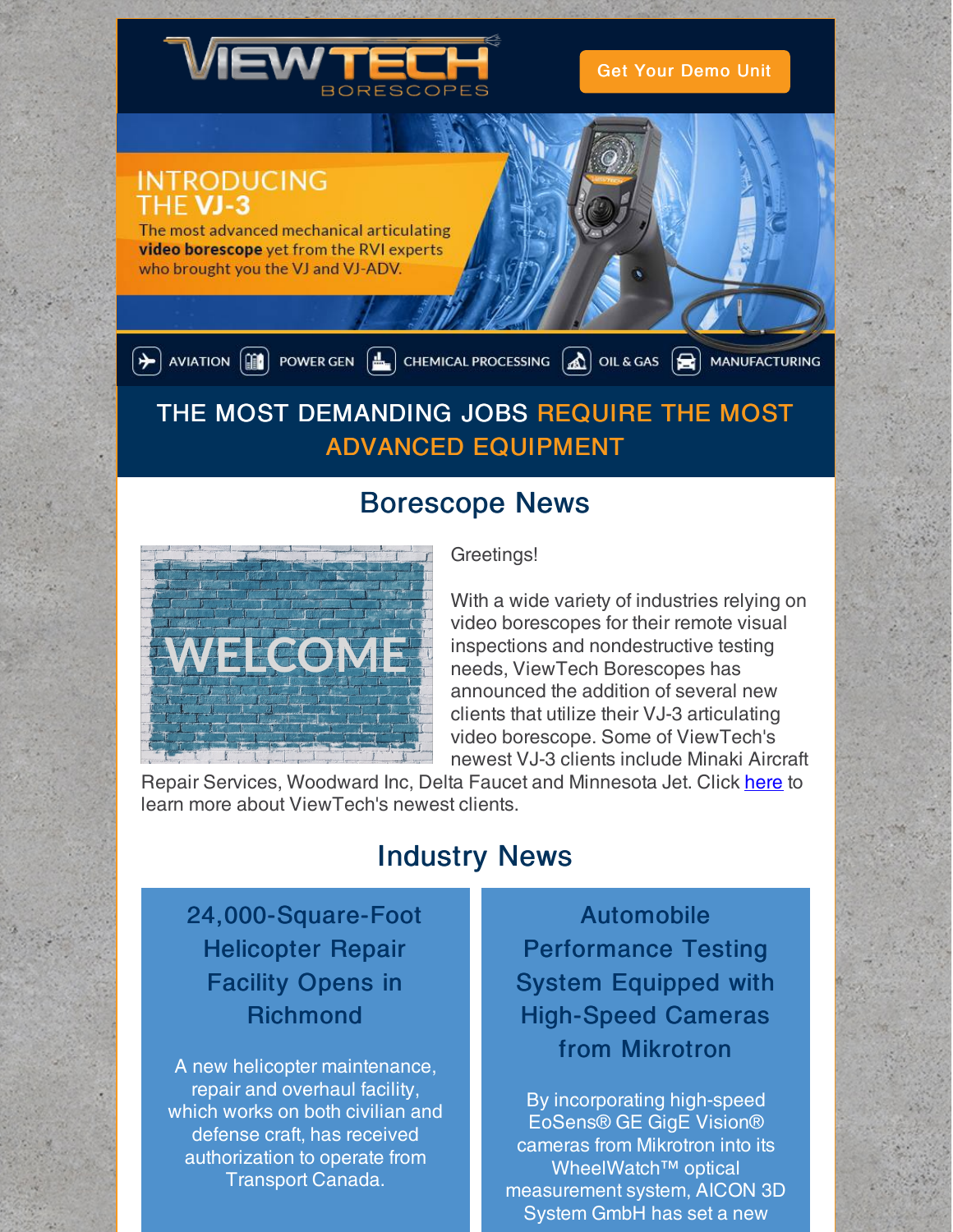VIEWTECH BORESCOPES

Get Your Demo Unit

INTRODUCING THE **VJ-3**

The most advanced mechanical articulating **video borescope** yet from the RVI experts who brought you the VJ and VJ-ADV.

AVIATION | POWER GEN | CHEMICAL PROCESSING | OIL & GAS | MANUFACTURING

## THE MOST DEMANDING JOBS REQUIRE THE MOST ADVANCED EQUIPMENT

## Borescope News

WELCOME

Greetings!

With a wide variety of industries relying on video borescopes for their remote visual inspections and nondestructive testing needs, ViewTech Borescopes has announced the addition of several new clients that utilize their VJ-3 articulating video borescope. Some of ViewTech's newest VJ-3 clients include Minaki Aircraft Repair Services, Woodward Inc, Delta Faucet and Minnesota Jet. Click here to learn more about ViewTech's newest clients.

## Industry News

### 24,000-Square-Foot Helicopter Repair Facility Opens in Richmond

A new helicopter maintenance, repair and overhaul facility, which works on both civilian and defense craft, has received authorization to operate from Transport Canada.

### Automobile Performance Testing System Equipped with High-Speed Cameras from Mikrotron

By incorporating high-speed EoSens® GE GigE Vision® cameras from Mikrotron into its WheelWatch™ optical measurement system, AICON 3D System GmbH has set a new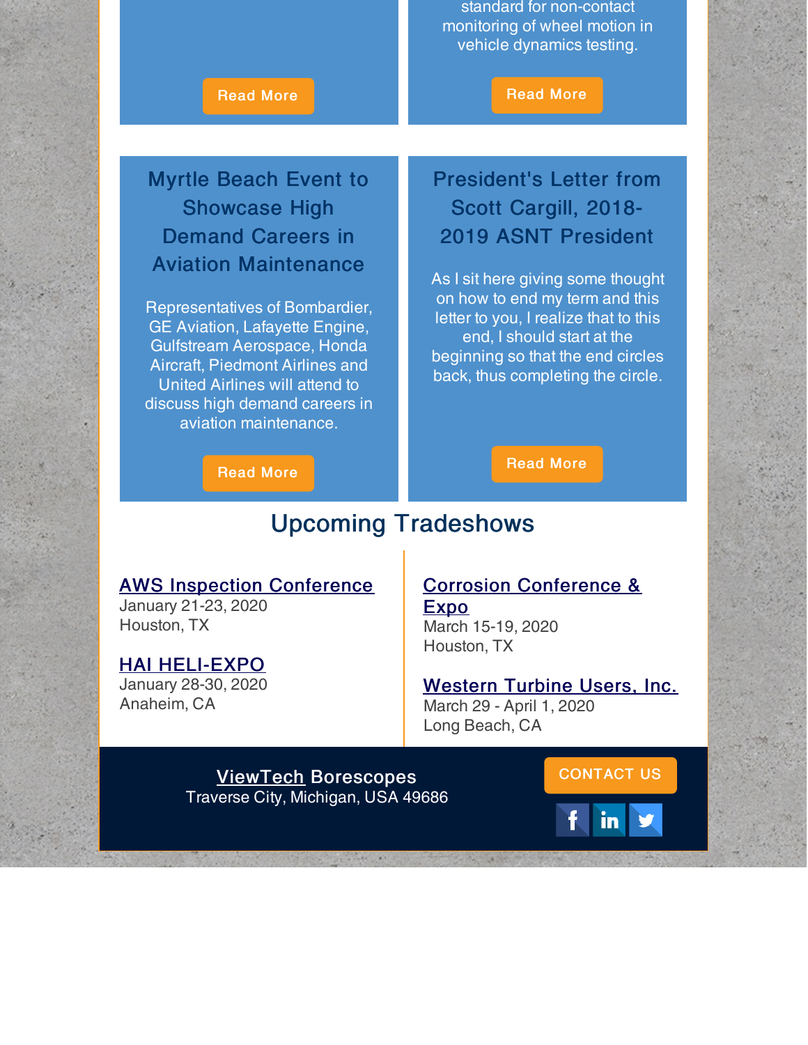standard for non-contact monitoring of wheel motion in vehicle dynamics testing.

Read More

Read More

## Myrtle Beach Event to Showcase High Demand Careers in Aviation Maintenance

Representatives of Bombardier, GE Aviation, Lafayette Engine, Gulfstream Aerospace, Honda Aircraft, Piedmont Airlines and United Airlines will attend to discuss high demand careers in aviation maintenance.

Read More

## President's Letter from Scott Cargill, 2018-2019 ASNT President

As I sit here giving some thought on how to end my term and this letter to you, I realize that to this end, I should start at the beginning so that the end circles back, thus completing the circle.

Read More

## Upcoming Tradeshows

**AWS Inspection Conference**
January 21-23, 2020
Houston, TX

**HAI HELI-EXPO**
January 28-30, 2020
Anaheim, CA

**Corrosion Conference & Expo**
March 15-19, 2020
Houston, TX

**Western Turbine Users, Inc.**
March 29 - April 1, 2020
Long Beach, CA

ViewTech Borescopes
Traverse City, Michigan, USA 49686

CONTACT US